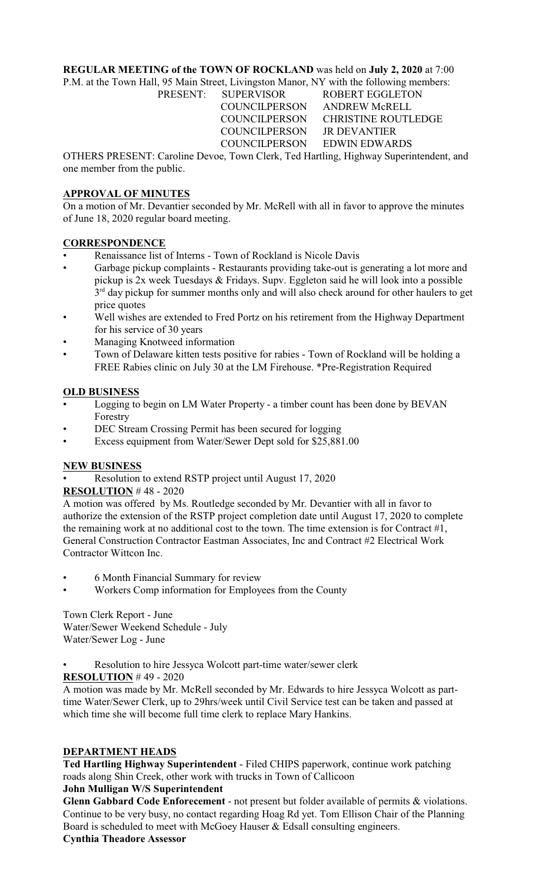**REGULAR MEETING of the TOWN OF ROCKLAND** was held on **July 2, 2020** at 7:00 P.M. at the Town Hall, 95 Main Street, Livingston Manor, NY with the following members:

| PRESENT: | SUPERVISOR | ROBERT EGGLETON |
|---|---|---|
| | COUNCILPERSON | ANDREW McRELL |
| | COUNCILPERSON | CHRISTINE ROUTLEDGE |
| | COUNCILPERSON | JR DEVANTIER |
| | COUNCILPERSON | EDWIN EDWARDS |

OTHERS PRESENT: Caroline Devoe, Town Clerk, Ted Hartling, Highway Superintendent, and one member from the public.

## APPROVAL OF MINUTES

On a motion of Mr. Devantier seconded by Mr. McRell with all in favor to approve the minutes of June 18, 2020 regular board meeting.

## CORRESPONDENCE

- Renaissance list of Interns - Town of Rockland is Nicole Davis
- Garbage pickup complaints - Restaurants providing take-out is generating a lot more and pickup is 2x week Tuesdays & Fridays. Supv. Eggleton said he will look into a possible 3rd day pickup for summer months only and will also check around for other haulers to get price quotes
- Well wishes are extended to Fred Portz on his retirement from the Highway Department for his service of 30 years
- Managing Knotweed information
- Town of Delaware kitten tests positive for rabies - Town of Rockland will be holding a FREE Rabies clinic on July 30 at the LM Firehouse. *Pre-Registration Required

## OLD BUSINESS

- Logging to begin on LM Water Property - a timber count has been done by BEVAN Forestry
- DEC Stream Crossing Permit has been secured for logging
- Excess equipment from Water/Sewer Dept sold for $25,881.00

## NEW BUSINESS

- Resolution to extend RSTP project until August 17, 2020

**RESOLUTION** # 48 - 2020

A motion was offered by Ms. Routledge seconded by Mr. Devantier with all in favor to authorize the extension of the RSTP project completion date until August 17, 2020 to complete the remaining work at no additional cost to the town. The time extension is for Contract #1, General Construction Contractor Eastman Associates, Inc and Contract #2 Electrical Work Contractor Wittcon Inc.

- 6 Month Financial Summary for review
- Workers Comp information for Employees from the County

Town Clerk Report - June
Water/Sewer Weekend Schedule - July
Water/Sewer Log - June

- Resolution to hire Jessyca Wolcott part-time water/sewer clerk

**RESOLUTION** # 49 - 2020

A motion was made by Mr. McRell seconded by Mr. Edwards to hire Jessyca Wolcott as part-time Water/Sewer Clerk, up to 29hrs/week until Civil Service test can be taken and passed at which time she will become full time clerk to replace Mary Hankins.

## DEPARTMENT HEADS

**Ted Hartling Highway Superintendent** - Filed CHIPS paperwork, continue work patching roads along Shin Creek, other work with trucks in Town of Callicoon

**John Mulligan W/S Superintendent**

**Glenn Gabbard Code Enforecement** - not present but folder available of permits & violations. Continue to be very busy, no contact regarding Hoag Rd yet. Tom Ellison Chair of the Planning Board is scheduled to meet with McGoey Hauser & Edsall consulting engineers.

**Cynthia Theadore Assessor**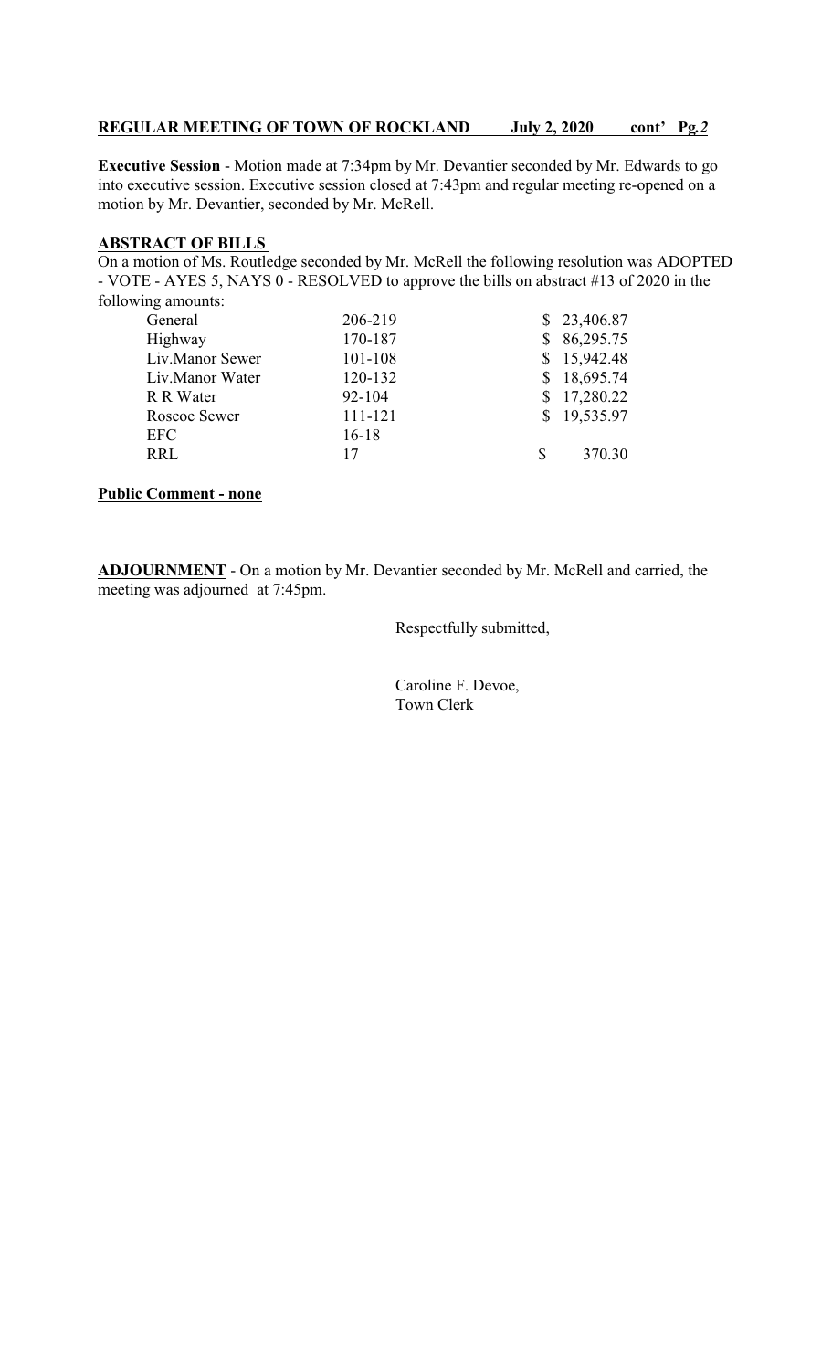**REGULAR MEETING OF TOWN OF ROCKLAND July 2, 2020 cont' Pg.*2***

**Executive Session** - Motion made at 7:34pm by Mr. Devantier seconded by Mr. Edwards to go into executive session. Executive session closed at 7:43pm and regular meeting re-opened on a motion by Mr. Devantier, seconded by Mr. McRell.

**ABSTRACT OF BILLS**

On a motion of Ms. Routledge seconded by Mr. McRell the following resolution was ADOPTED - VOTE - AYES 5, NAYS 0 - RESOLVED to approve the bills on abstract #13 of 2020 in the following amounts:

| | | |
|---|---|---|
| General | 206-219 | $ 23,406.87 |
| Highway | 170-187 | $ 86,295.75 |
| Liv.Manor Sewer | 101-108 | $ 15,942.48 |
| Liv.Manor Water | 120-132 | $ 18,695.74 |
| R R Water | 92-104 | $ 17,280.22 |
| Roscoe Sewer | 111-121 | $ 19,535.97 |
| EFC | 16-18 | |
| RRL | 17 | $ 370.30 |

**Public Comment - none**

**ADJOURNMENT** - On a motion by Mr. Devantier seconded by Mr. McRell and carried, the meeting was adjourned at 7:45pm.

Respectfully submitted,

Caroline F. Devoe,
Town Clerk